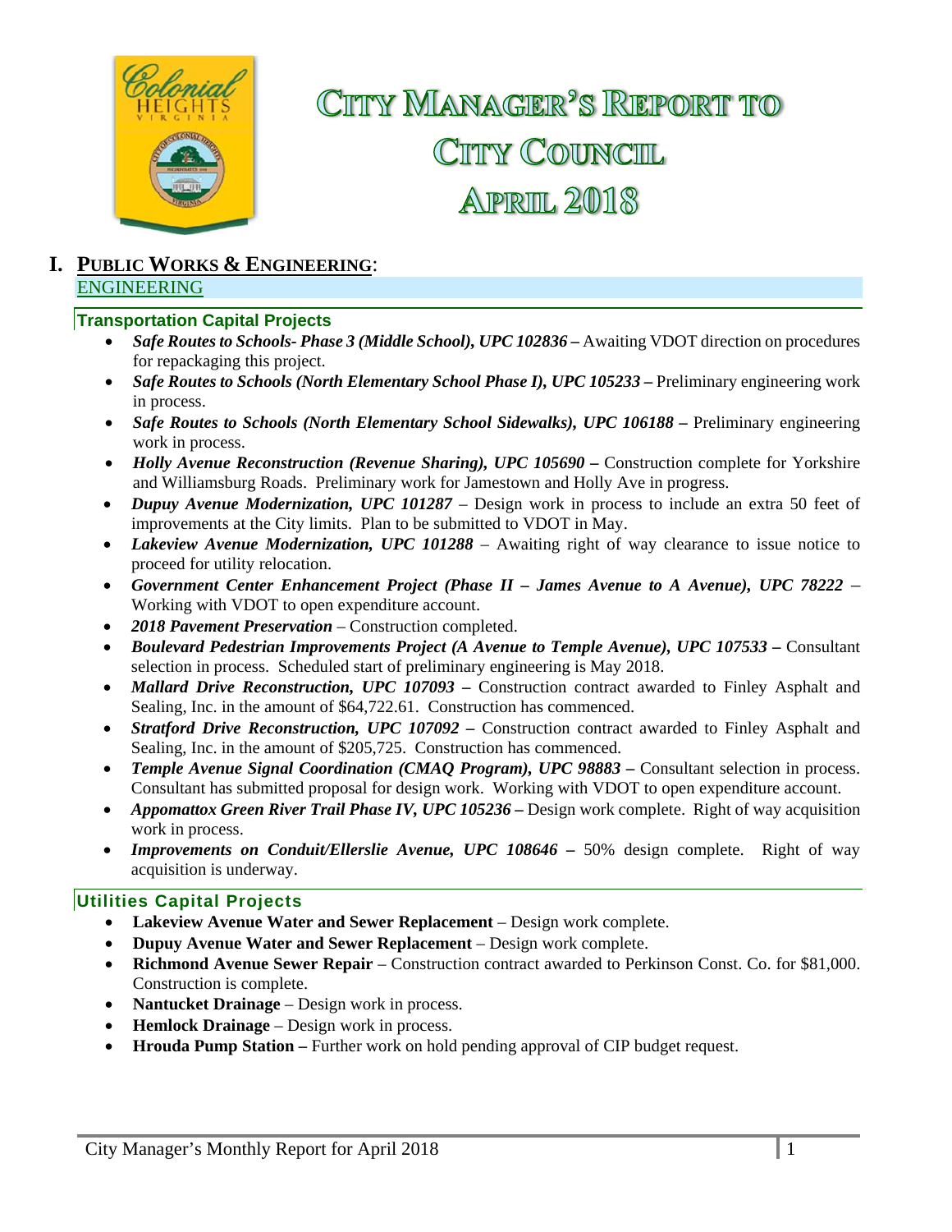# CITY MANAGER'S REPORT TO CITY COUNCIL APRIL 2018

## I. PUBLIC WORKS & ENGINEERING:

### ENGINEERING

#### Transportation Capital Projects

- ***Safe Routes to Schools- Phase 3 (Middle School), UPC 102836 –*** Awaiting VDOT direction on procedures for repackaging this project.
- ***Safe Routes to Schools (North Elementary School Phase I), UPC 105233 –*** Preliminary engineering work in process.
- ***Safe Routes to Schools (North Elementary School Sidewalks), UPC 106188 –*** Preliminary engineering work in process.
- ***Holly Avenue Reconstruction (Revenue Sharing), UPC 105690 –*** Construction complete for Yorkshire and Williamsburg Roads. Preliminary work for Jamestown and Holly Ave in progress.
- ***Dupuy Avenue Modernization, UPC 101287*** – Design work in process to include an extra 50 feet of improvements at the City limits. Plan to be submitted to VDOT in May.
- ***Lakeview Avenue Modernization, UPC 101288*** – Awaiting right of way clearance to issue notice to proceed for utility relocation.
- ***Government Center Enhancement Project (Phase II – James Avenue to A Avenue), UPC 78222*** – Working with VDOT to open expenditure account.
- ***2018 Pavement Preservation*** – Construction completed.
- ***Boulevard Pedestrian Improvements Project (A Avenue to Temple Avenue), UPC 107533 –*** Consultant selection in process. Scheduled start of preliminary engineering is May 2018.
- ***Mallard Drive Reconstruction, UPC 107093 –*** Construction contract awarded to Finley Asphalt and Sealing, Inc. in the amount of $64,722.61. Construction has commenced.
- ***Stratford Drive Reconstruction, UPC 107092 –*** Construction contract awarded to Finley Asphalt and Sealing, Inc. in the amount of $205,725. Construction has commenced.
- ***Temple Avenue Signal Coordination (CMAQ Program), UPC 98883 –*** Consultant selection in process. Consultant has submitted proposal for design work. Working with VDOT to open expenditure account.
- ***Appomattox Green River Trail Phase IV, UPC 105236 –*** Design work complete. Right of way acquisition work in process.
- ***Improvements on Conduit/Ellerslie Avenue, UPC 108646 –*** 50% design complete. Right of way acquisition is underway.

#### Utilities Capital Projects

- **Lakeview Avenue Water and Sewer Replacement** – Design work complete.
- **Dupuy Avenue Water and Sewer Replacement** – Design work complete.
- **Richmond Avenue Sewer Repair** – Construction contract awarded to Perkinson Const. Co. for $81,000. Construction is complete.
- **Nantucket Drainage** – Design work in process.
- **Hemlock Drainage** – Design work in process.
- **Hrouda Pump Station –** Further work on hold pending approval of CIP budget request.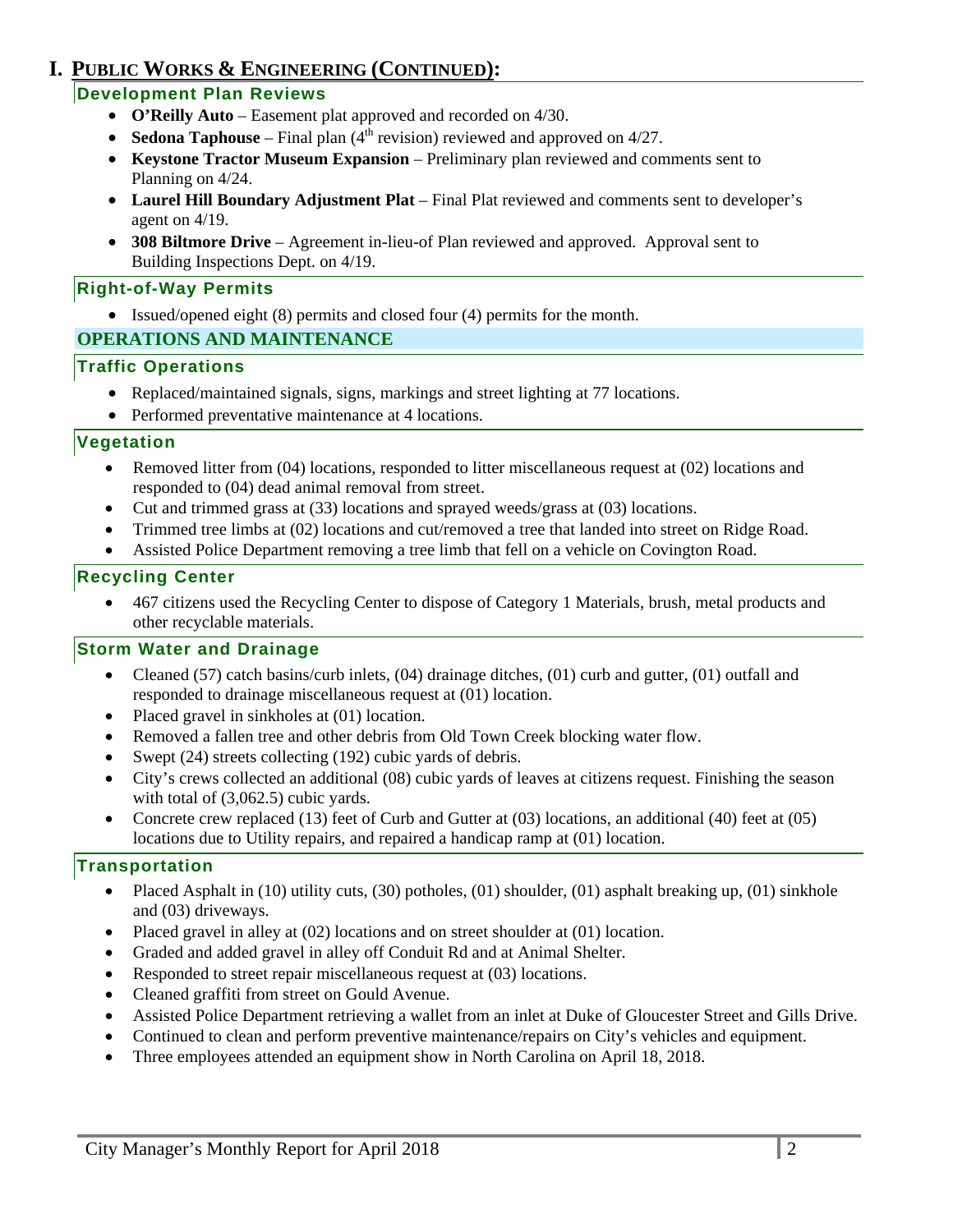# I. PUBLIC WORKS & ENGINEERING (CONTINUED):

### Development Plan Reviews

- **O'Reilly Auto** – Easement plat approved and recorded on 4/30.
- **Sedona Taphouse** – Final plan (4th revision) reviewed and approved on 4/27.
- **Keystone Tractor Museum Expansion** – Preliminary plan reviewed and comments sent to Planning on 4/24.
- **Laurel Hill Boundary Adjustment Plat** – Final Plat reviewed and comments sent to developer's agent on 4/19.
- **308 Biltmore Drive** – Agreement in-lieu-of Plan reviewed and approved. Approval sent to Building Inspections Dept. on 4/19.

### Right-of-Way Permits

- Issued/opened eight (8) permits and closed four (4) permits for the month.

## OPERATIONS AND MAINTENANCE

### Traffic Operations

- Replaced/maintained signals, signs, markings and street lighting at 77 locations.
- Performed preventative maintenance at 4 locations.

### Vegetation

- Removed litter from (04) locations, responded to litter miscellaneous request at (02) locations and responded to (04) dead animal removal from street.
- Cut and trimmed grass at (33) locations and sprayed weeds/grass at (03) locations.
- Trimmed tree limbs at (02) locations and cut/removed a tree that landed into street on Ridge Road.
- Assisted Police Department removing a tree limb that fell on a vehicle on Covington Road.

### Recycling Center

- 467 citizens used the Recycling Center to dispose of Category 1 Materials, brush, metal products and other recyclable materials.

### Storm Water and Drainage

- Cleaned (57) catch basins/curb inlets, (04) drainage ditches, (01) curb and gutter, (01) outfall and responded to drainage miscellaneous request at (01) location.
- Placed gravel in sinkholes at (01) location.
- Removed a fallen tree and other debris from Old Town Creek blocking water flow.
- Swept (24) streets collecting (192) cubic yards of debris.
- City's crews collected an additional (08) cubic yards of leaves at citizens request. Finishing the season with total of (3,062.5) cubic yards.
- Concrete crew replaced (13) feet of Curb and Gutter at (03) locations, an additional (40) feet at (05) locations due to Utility repairs, and repaired a handicap ramp at (01) location.

### Transportation

- Placed Asphalt in (10) utility cuts, (30) potholes, (01) shoulder, (01) asphalt breaking up, (01) sinkhole and (03) driveways.
- Placed gravel in alley at (02) locations and on street shoulder at (01) location.
- Graded and added gravel in alley off Conduit Rd and at Animal Shelter.
- Responded to street repair miscellaneous request at (03) locations.
- Cleaned graffiti from street on Gould Avenue.
- Assisted Police Department retrieving a wallet from an inlet at Duke of Gloucester Street and Gills Drive.
- Continued to clean and perform preventive maintenance/repairs on City's vehicles and equipment.
- Three employees attended an equipment show in North Carolina on April 18, 2018.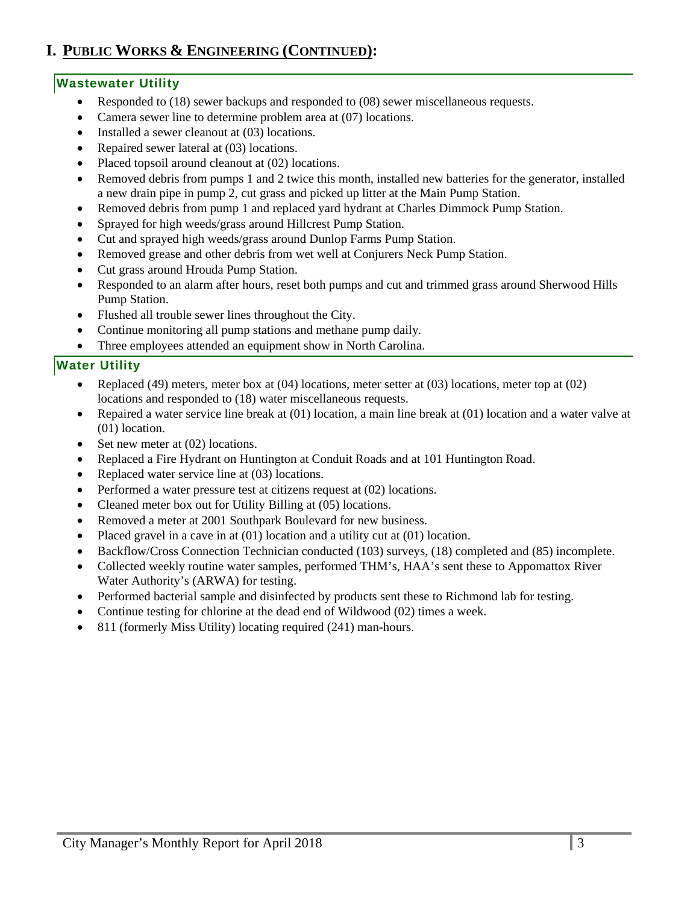# I. PUBLIC WORKS & ENGINEERING (CONTINUED):

## Wastewater Utility

- Responded to (18) sewer backups and responded to (08) sewer miscellaneous requests.
- Camera sewer line to determine problem area at (07) locations.
- Installed a sewer cleanout at (03) locations.
- Repaired sewer lateral at (03) locations.
- Placed topsoil around cleanout at (02) locations.
- Removed debris from pumps 1 and 2 twice this month, installed new batteries for the generator, installed a new drain pipe in pump 2, cut grass and picked up litter at the Main Pump Station.
- Removed debris from pump 1 and replaced yard hydrant at Charles Dimmock Pump Station.
- Sprayed for high weeds/grass around Hillcrest Pump Station.
- Cut and sprayed high weeds/grass around Dunlop Farms Pump Station.
- Removed grease and other debris from wet well at Conjurers Neck Pump Station.
- Cut grass around Hrouda Pump Station.
- Responded to an alarm after hours, reset both pumps and cut and trimmed grass around Sherwood Hills Pump Station.
- Flushed all trouble sewer lines throughout the City.
- Continue monitoring all pump stations and methane pump daily.
- Three employees attended an equipment show in North Carolina.

## Water Utility

- Replaced (49) meters, meter box at (04) locations, meter setter at (03) locations, meter top at (02) locations and responded to (18) water miscellaneous requests.
- Repaired a water service line break at (01) location, a main line break at (01) location and a water valve at (01) location.
- Set new meter at (02) locations.
- Replaced a Fire Hydrant on Huntington at Conduit Roads and at 101 Huntington Road.
- Replaced water service line at (03) locations.
- Performed a water pressure test at citizens request at (02) locations.
- Cleaned meter box out for Utility Billing at (05) locations.
- Removed a meter at 2001 Southpark Boulevard for new business.
- Placed gravel in a cave in at (01) location and a utility cut at (01) location.
- Backflow/Cross Connection Technician conducted (103) surveys, (18) completed and (85) incomplete.
- Collected weekly routine water samples, performed THM's, HAA's sent these to Appomattox River Water Authority's (ARWA) for testing.
- Performed bacterial sample and disinfected by products sent these to Richmond lab for testing.
- Continue testing for chlorine at the dead end of Wildwood (02) times a week.
- 811 (formerly Miss Utility) locating required (241) man-hours.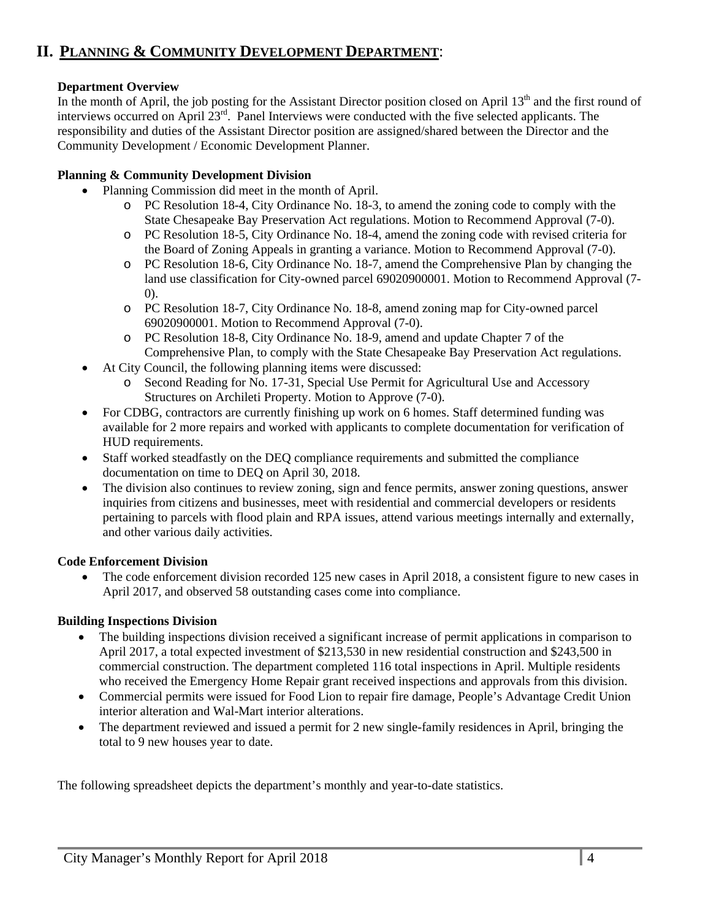## II. PLANNING & COMMUNITY DEVELOPMENT DEPARTMENT:

**Department Overview**

In the month of April, the job posting for the Assistant Director position closed on April 13th and the first round of interviews occurred on April 23rd. Panel Interviews were conducted with the five selected applicants. The responsibility and duties of the Assistant Director position are assigned/shared between the Director and the Community Development / Economic Development Planner.

**Planning & Community Development Division**

- Planning Commission did meet in the month of April.
  - PC Resolution 18-4, City Ordinance No. 18-3, to amend the zoning code to comply with the State Chesapeake Bay Preservation Act regulations. Motion to Recommend Approval (7-0).
  - PC Resolution 18-5, City Ordinance No. 18-4, amend the zoning code with revised criteria for the Board of Zoning Appeals in granting a variance. Motion to Recommend Approval (7-0).
  - PC Resolution 18-6, City Ordinance No. 18-7, amend the Comprehensive Plan by changing the land use classification for City-owned parcel 69020900001. Motion to Recommend Approval (7-0).
  - PC Resolution 18-7, City Ordinance No. 18-8, amend zoning map for City-owned parcel 69020900001. Motion to Recommend Approval (7-0).
  - PC Resolution 18-8, City Ordinance No. 18-9, amend and update Chapter 7 of the Comprehensive Plan, to comply with the State Chesapeake Bay Preservation Act regulations.
- At City Council, the following planning items were discussed:
  - Second Reading for No. 17-31, Special Use Permit for Agricultural Use and Accessory Structures on Archileti Property. Motion to Approve (7-0).
- For CDBG, contractors are currently finishing up work on 6 homes. Staff determined funding was available for 2 more repairs and worked with applicants to complete documentation for verification of HUD requirements.
- Staff worked steadfastly on the DEQ compliance requirements and submitted the compliance documentation on time to DEQ on April 30, 2018.
- The division also continues to review zoning, sign and fence permits, answer zoning questions, answer inquiries from citizens and businesses, meet with residential and commercial developers or residents pertaining to parcels with flood plain and RPA issues, attend various meetings internally and externally, and other various daily activities.

**Code Enforcement Division**

- The code enforcement division recorded 125 new cases in April 2018, a consistent figure to new cases in April 2017, and observed 58 outstanding cases come into compliance.

**Building Inspections Division**

- The building inspections division received a significant increase of permit applications in comparison to April 2017, a total expected investment of $213,530 in new residential construction and $243,500 in commercial construction. The department completed 116 total inspections in April. Multiple residents who received the Emergency Home Repair grant received inspections and approvals from this division.
- Commercial permits were issued for Food Lion to repair fire damage, People's Advantage Credit Union interior alteration and Wal-Mart interior alterations.
- The department reviewed and issued a permit for 2 new single-family residences in April, bringing the total to 9 new houses year to date.

The following spreadsheet depicts the department's monthly and year-to-date statistics.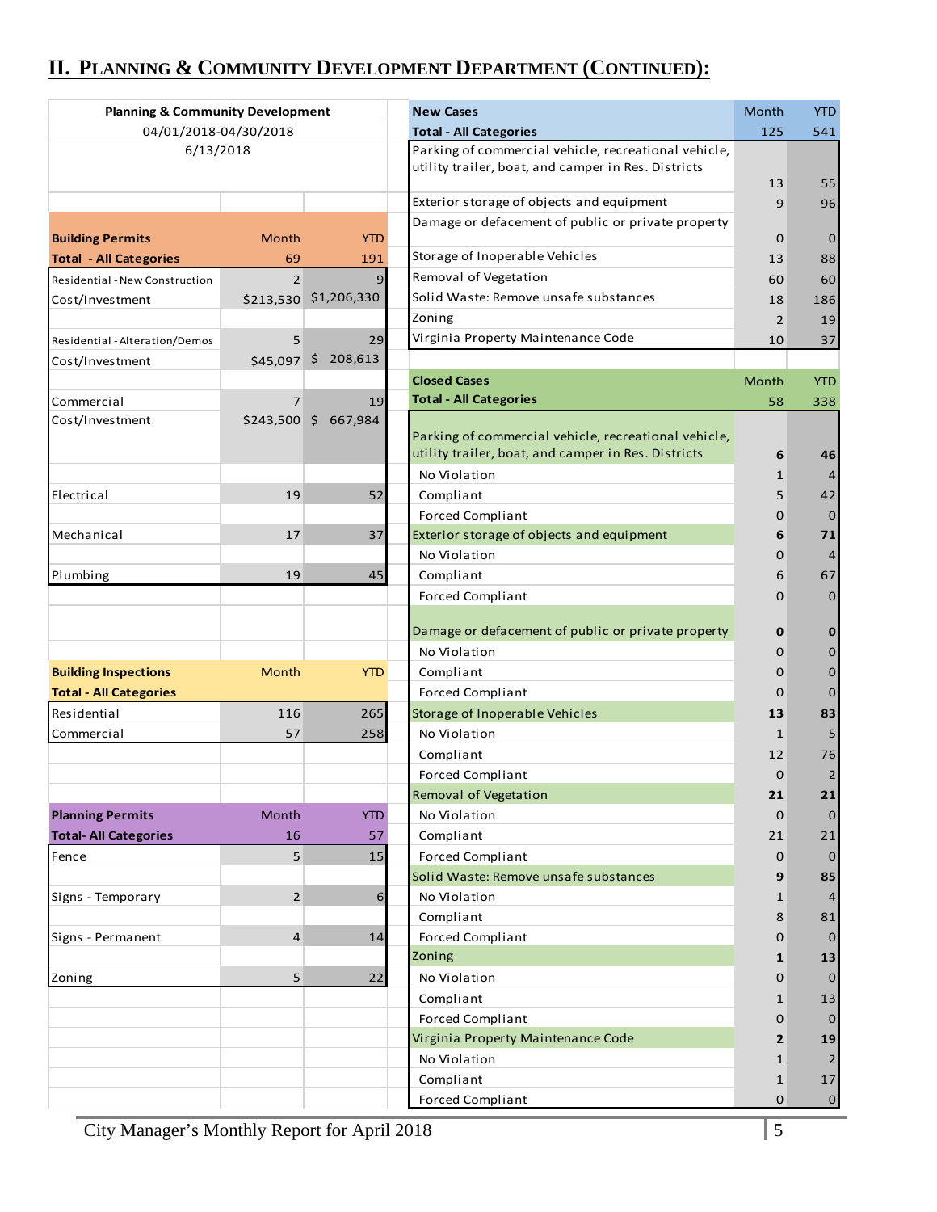## II. Planning & Community Development Department (Continued):

**Planning & Community Development**
04/01/2018-04/30/2018
6/13/2018

| Building Permits | Month | YTD |
|---|---|---|
| **Total - All Categories** | 69 | 191 |
| Residential - New Construction | 2 | 9 |
| Cost/Investment | $213,530 | $1,206,330 |
| Residential - Alteration/Demos | 5 | 29 |
| Cost/Investment | $45,097 | $ 208,613 |
| Commercial | 7 | 19 |
| Cost/Investment | $243,500 | $ 667,984 |
| Electrical | 19 | 52 |
| Mechanical | 17 | 37 |
| Plumbing | 19 | 45 |

| Building Inspections | Month | YTD |
|---|---|---|
| **Total - All Categories** | | |
| Residential | 116 | 265 |
| Commercial | 57 | 258 |

| Planning Permits | Month | YTD |
|---|---|---|
| **Total- All Categories** | 16 | 57 |
| Fence | 5 | 15 |
| Signs - Temporary | 2 | 6 |
| Signs - Permanent | 4 | 14 |
| Zoning | 5 | 22 |

| New Cases | Month | YTD |
|---|---|---|
| **Total - All Categories** | 125 | 541 |
| Parking of commercial vehicle, recreational vehicle, utility trailer, boat, and camper in Res. Districts | 13 | 55 |
| Exterior storage of objects and equipment | 9 | 96 |
| Damage or defacement of public or private property | 0 | 0 |
| Storage of Inoperable Vehicles | 13 | 88 |
| Removal of Vegetation | 60 | 60 |
| Solid Waste: Remove unsafe substances | 18 | 186 |
| Zoning | 2 | 19 |
| Virginia Property Maintenance Code | 10 | 37 |

| Closed Cases | Month | YTD |
|---|---|---|
| **Total - All Categories** | 58 | 338 |
| Parking of commercial vehicle, recreational vehicle, utility trailer, boat, and camper in Res. Districts | **6** | **46** |
| No Violation | 1 | 4 |
| Compliant | 5 | 42 |
| Forced Compliant | 0 | 0 |
| Exterior storage of objects and equipment | **6** | **71** |
| No Violation | 0 | 4 |
| Compliant | 6 | 67 |
| Forced Compliant | 0 | 0 |
| Damage or defacement of public or private property | **0** | **0** |
| No Violation | 0 | 0 |
| Compliant | 0 | 0 |
| Forced Compliant | 0 | 0 |
| Storage of Inoperable Vehicles | **13** | **83** |
| No Violation | 1 | 5 |
| Compliant | 12 | 76 |
| Forced Compliant | 0 | 2 |
| Removal of Vegetation | **21** | **21** |
| No Violation | 0 | 0 |
| Compliant | 21 | 21 |
| Forced Compliant | 0 | 0 |
| Solid Waste: Remove unsafe substances | **9** | **85** |
| No Violation | 1 | 4 |
| Compliant | 8 | 81 |
| Forced Compliant | 0 | 0 |
| Zoning | **1** | **13** |
| No Violation | 0 | 0 |
| Compliant | 1 | 13 |
| Forced Compliant | 0 | 0 |
| Virginia Property Maintenance Code | **2** | **19** |
| No Violation | 1 | 2 |
| Compliant | 1 | 17 |
| Forced Compliant | 0 | 0 |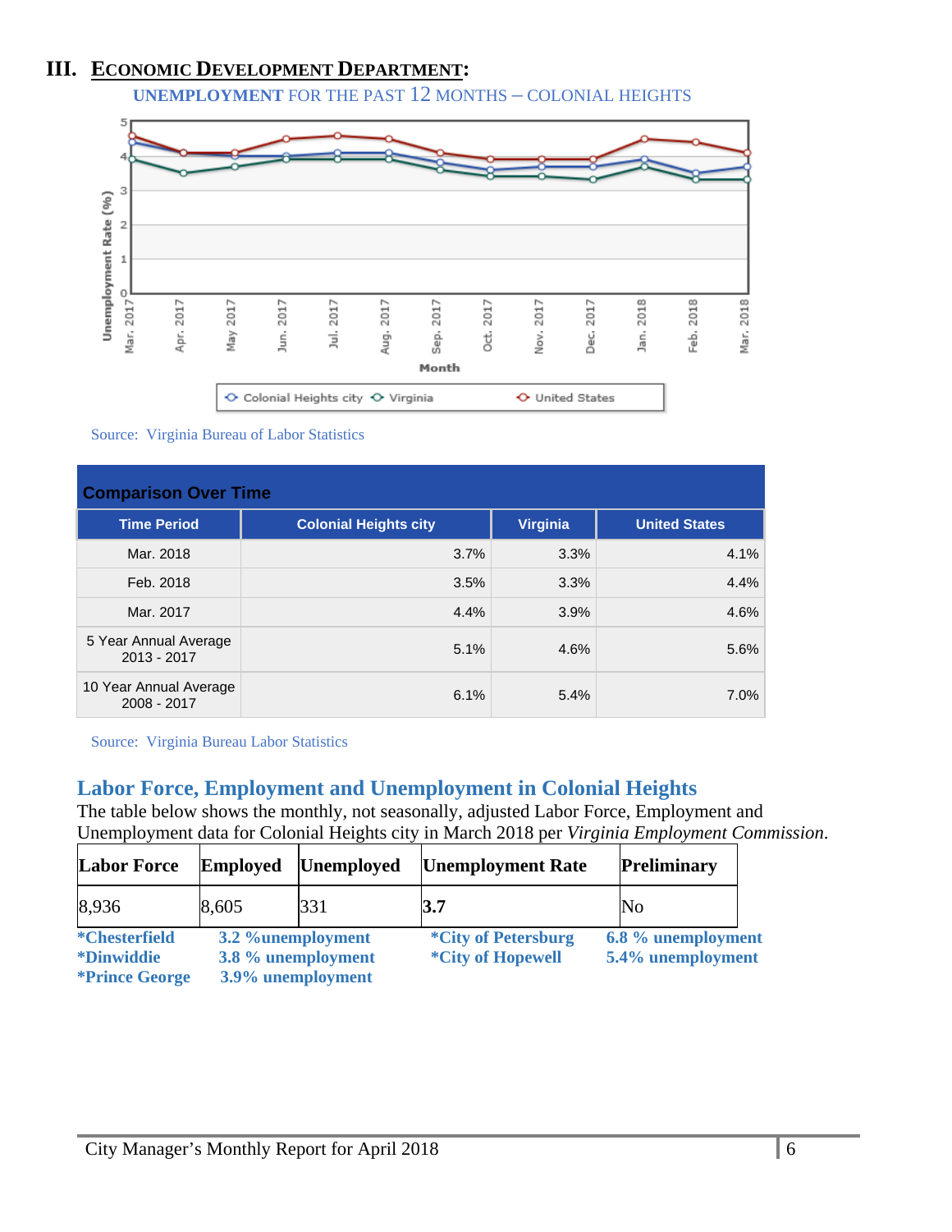## III. Economic Development Department:

**UNEMPLOYMENT** FOR THE PAST 12 MONTHS – COLONIAL HEIGHTS

Source: Virginia Bureau of Labor Statistics

| Comparison Over Time | | | |
|---|---|---|---|
| **Time Period** | **Colonial Heights city** | **Virginia** | **United States** |
| Mar. 2018 | 3.7% | 3.3% | 4.1% |
| Feb. 2018 | 3.5% | 3.3% | 4.4% |
| Mar. 2017 | 4.4% | 3.9% | 4.6% |
| 5 Year Annual Average 2013 - 2017 | 5.1% | 4.6% | 5.6% |
| 10 Year Annual Average 2008 - 2017 | 6.1% | 5.4% | 7.0% |

Source: Virginia Bureau Labor Statistics

### Labor Force, Employment and Unemployment in Colonial Heights

The table below shows the monthly, not seasonally, adjusted Labor Force, Employment and Unemployment data for Colonial Heights city in March 2018 per *Virginia Employment Commission*.

| **Labor Force** | **Employed** | **Unemployed** | **Unemployment Rate** | **Preliminary** |
|---|---|---|---|---|
| 8,936 | 8,605 | 331 | **3.7** | No |

**\*Chesterfield** 3.2 %unemployment
**\*Dinwiddie** 3.8 % unemployment
**\*Prince George** 3.9% unemployment
**\*City of Petersburg** 6.8 % unemployment
**\*City of Hopewell** 5.4% unemployment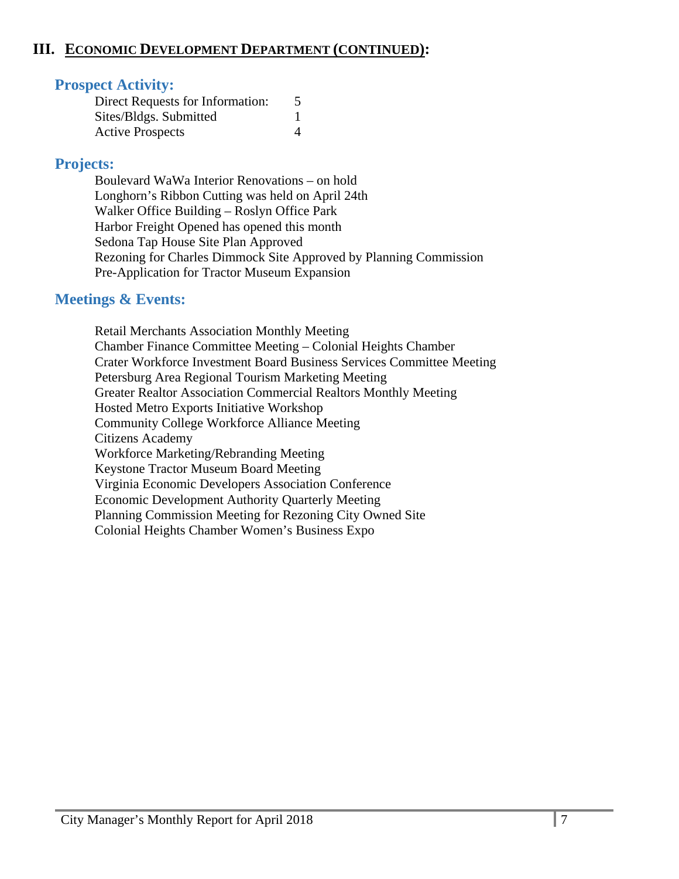## III. ECONOMIC DEVELOPMENT DEPARTMENT (CONTINUED):

### Prospect Activity:

| | |
|---|---|
| Direct Requests for Information: | 5 |
| Sites/Bldgs. Submitted | 1 |
| Active Prospects | 4 |

### Projects:

Boulevard WaWa Interior Renovations – on hold
Longhorn's Ribbon Cutting was held on April 24th
Walker Office Building – Roslyn Office Park
Harbor Freight Opened has opened this month
Sedona Tap House Site Plan Approved
Rezoning for Charles Dimmock Site Approved by Planning Commission
Pre-Application for Tractor Museum Expansion

### Meetings & Events:

Retail Merchants Association Monthly Meeting
Chamber Finance Committee Meeting – Colonial Heights Chamber
Crater Workforce Investment Board Business Services Committee Meeting
Petersburg Area Regional Tourism Marketing Meeting
Greater Realtor Association Commercial Realtors Monthly Meeting
Hosted Metro Exports Initiative Workshop
Community College Workforce Alliance Meeting
Citizens Academy
Workforce Marketing/Rebranding Meeting
Keystone Tractor Museum Board Meeting
Virginia Economic Developers Association Conference
Economic Development Authority Quarterly Meeting
Planning Commission Meeting for Rezoning City Owned Site
Colonial Heights Chamber Women's Business Expo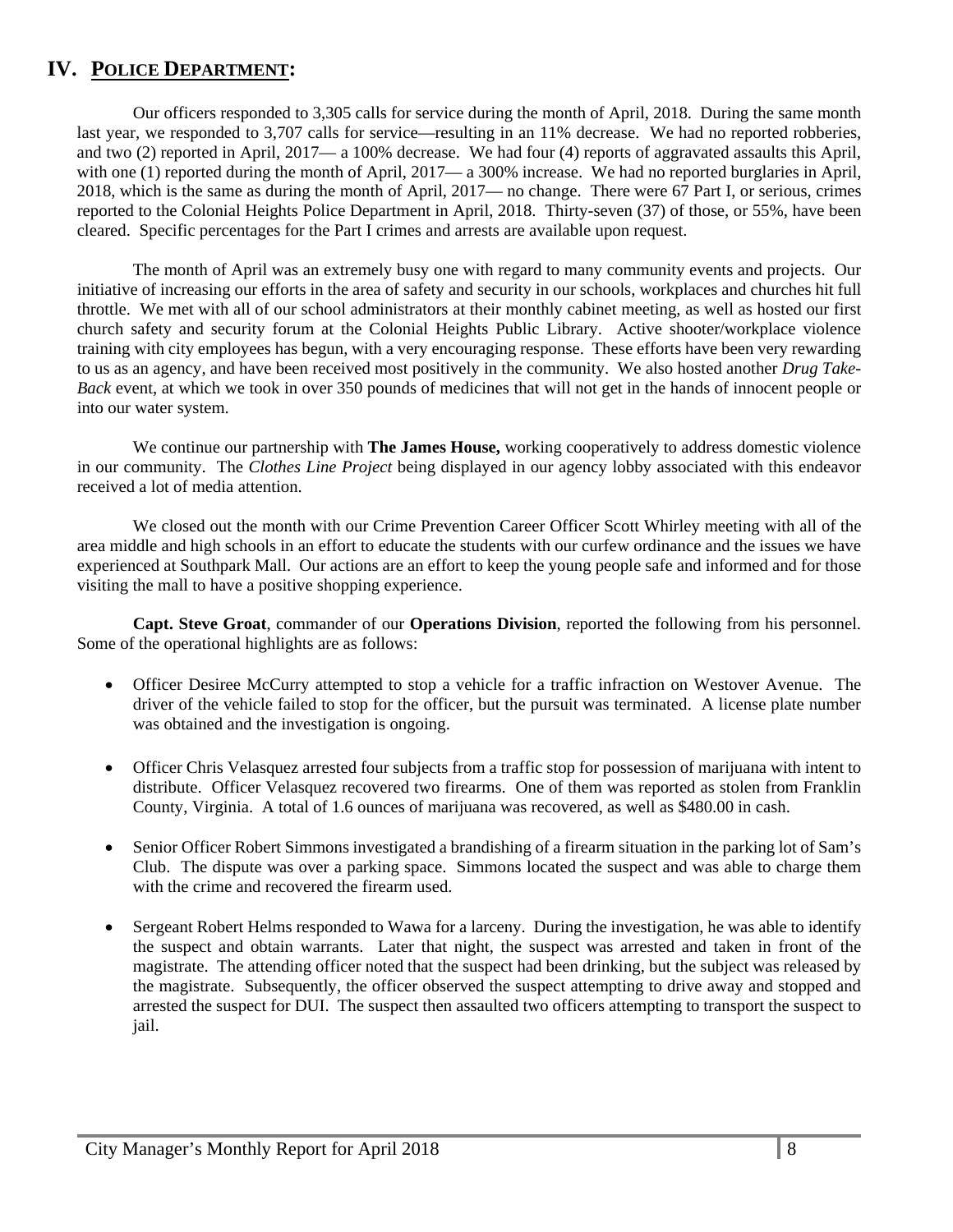## IV. POLICE DEPARTMENT:

Our officers responded to 3,305 calls for service during the month of April, 2018. During the same month last year, we responded to 3,707 calls for service—resulting in an 11% decrease. We had no reported robberies, and two (2) reported in April, 2017— a 100% decrease. We had four (4) reports of aggravated assaults this April, with one (1) reported during the month of April, 2017— a 300% increase. We had no reported burglaries in April, 2018, which is the same as during the month of April, 2017— no change. There were 67 Part I, or serious, crimes reported to the Colonial Heights Police Department in April, 2018. Thirty-seven (37) of those, or 55%, have been cleared. Specific percentages for the Part I crimes and arrests are available upon request.

The month of April was an extremely busy one with regard to many community events and projects. Our initiative of increasing our efforts in the area of safety and security in our schools, workplaces and churches hit full throttle. We met with all of our school administrators at their monthly cabinet meeting, as well as hosted our first church safety and security forum at the Colonial Heights Public Library. Active shooter/workplace violence training with city employees has begun, with a very encouraging response. These efforts have been very rewarding to us as an agency, and have been received most positively in the community. We also hosted another *Drug Take-Back* event, at which we took in over 350 pounds of medicines that will not get in the hands of innocent people or into our water system.

We continue our partnership with **The James House,** working cooperatively to address domestic violence in our community. The *Clothes Line Project* being displayed in our agency lobby associated with this endeavor received a lot of media attention.

We closed out the month with our Crime Prevention Career Officer Scott Whirley meeting with all of the area middle and high schools in an effort to educate the students with our curfew ordinance and the issues we have experienced at Southpark Mall. Our actions are an effort to keep the young people safe and informed and for those visiting the mall to have a positive shopping experience.

**Capt. Steve Groat**, commander of our **Operations Division**, reported the following from his personnel. Some of the operational highlights are as follows:

- Officer Desiree McCurry attempted to stop a vehicle for a traffic infraction on Westover Avenue. The driver of the vehicle failed to stop for the officer, but the pursuit was terminated. A license plate number was obtained and the investigation is ongoing.
- Officer Chris Velasquez arrested four subjects from a traffic stop for possession of marijuana with intent to distribute. Officer Velasquez recovered two firearms. One of them was reported as stolen from Franklin County, Virginia. A total of 1.6 ounces of marijuana was recovered, as well as $480.00 in cash.
- Senior Officer Robert Simmons investigated a brandishing of a firearm situation in the parking lot of Sam's Club. The dispute was over a parking space. Simmons located the suspect and was able to charge them with the crime and recovered the firearm used.
- Sergeant Robert Helms responded to Wawa for a larceny. During the investigation, he was able to identify the suspect and obtain warrants. Later that night, the suspect was arrested and taken in front of the magistrate. The attending officer noted that the suspect had been drinking, but the subject was released by the magistrate. Subsequently, the officer observed the suspect attempting to drive away and stopped and arrested the suspect for DUI. The suspect then assaulted two officers attempting to transport the suspect to jail.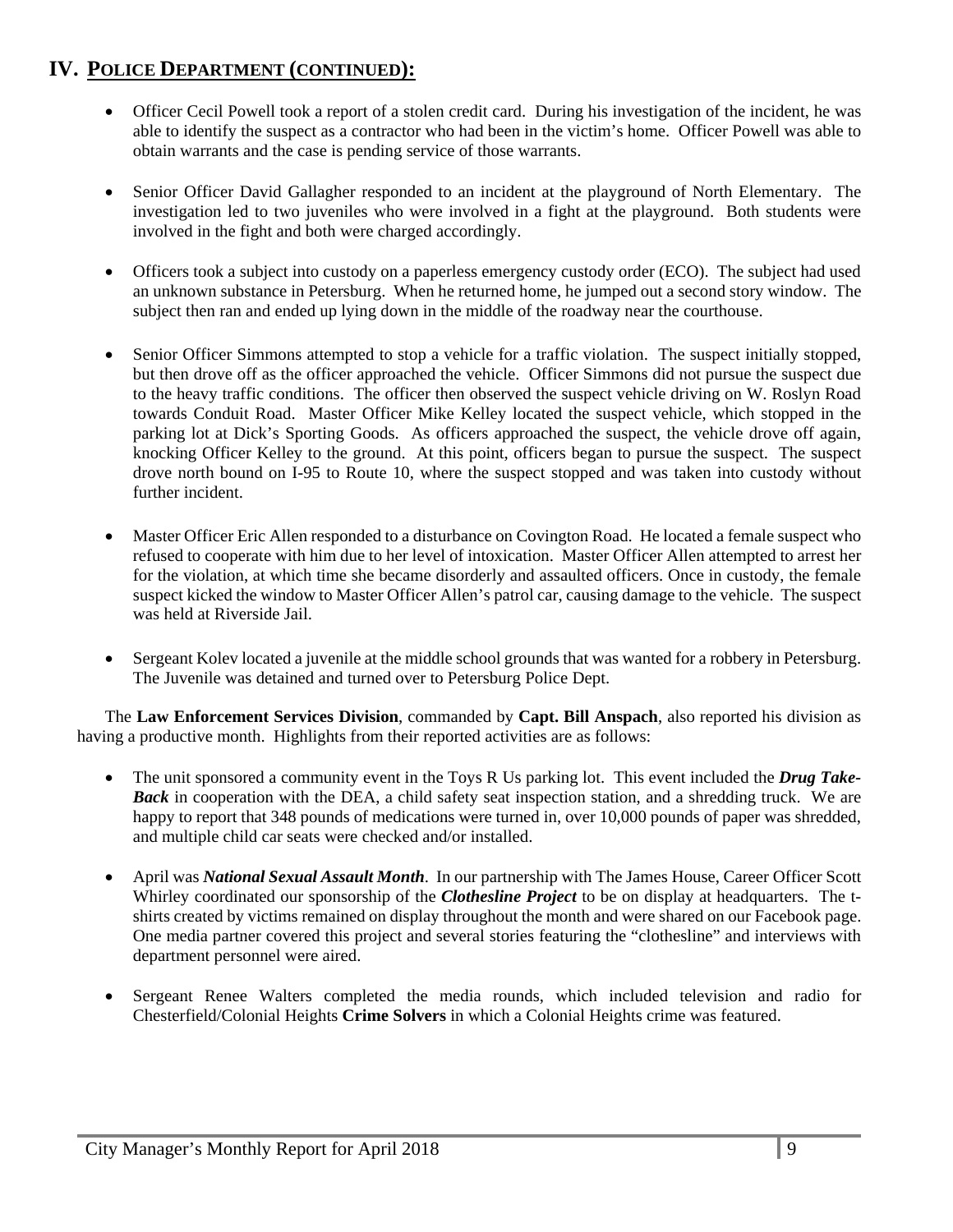## IV. POLICE DEPARTMENT (CONTINUED):

- Officer Cecil Powell took a report of a stolen credit card. During his investigation of the incident, he was able to identify the suspect as a contractor who had been in the victim's home. Officer Powell was able to obtain warrants and the case is pending service of those warrants.

- Senior Officer David Gallagher responded to an incident at the playground of North Elementary. The investigation led to two juveniles who were involved in a fight at the playground. Both students were involved in the fight and both were charged accordingly.

- Officers took a subject into custody on a paperless emergency custody order (ECO). The subject had used an unknown substance in Petersburg. When he returned home, he jumped out a second story window. The subject then ran and ended up lying down in the middle of the roadway near the courthouse.

- Senior Officer Simmons attempted to stop a vehicle for a traffic violation. The suspect initially stopped, but then drove off as the officer approached the vehicle. Officer Simmons did not pursue the suspect due to the heavy traffic conditions. The officer then observed the suspect vehicle driving on W. Roslyn Road towards Conduit Road. Master Officer Mike Kelley located the suspect vehicle, which stopped in the parking lot at Dick's Sporting Goods. As officers approached the suspect, the vehicle drove off again, knocking Officer Kelley to the ground. At this point, officers began to pursue the suspect. The suspect drove north bound on I-95 to Route 10, where the suspect stopped and was taken into custody without further incident.

- Master Officer Eric Allen responded to a disturbance on Covington Road. He located a female suspect who refused to cooperate with him due to her level of intoxication. Master Officer Allen attempted to arrest her for the violation, at which time she became disorderly and assaulted officers. Once in custody, the female suspect kicked the window to Master Officer Allen's patrol car, causing damage to the vehicle. The suspect was held at Riverside Jail.

- Sergeant Kolev located a juvenile at the middle school grounds that was wanted for a robbery in Petersburg. The Juvenile was detained and turned over to Petersburg Police Dept.

The **Law Enforcement Services Division**, commanded by **Capt. Bill Anspach**, also reported his division as having a productive month. Highlights from their reported activities are as follows:

- The unit sponsored a community event in the Toys R Us parking lot. This event included the ***Drug Take-Back*** in cooperation with the DEA, a child safety seat inspection station, and a shredding truck. We are happy to report that 348 pounds of medications were turned in, over 10,000 pounds of paper was shredded, and multiple child car seats were checked and/or installed.

- April was ***National Sexual Assault Month***. In our partnership with The James House, Career Officer Scott Whirley coordinated our sponsorship of the ***Clothesline Project*** to be on display at headquarters. The t-shirts created by victims remained on display throughout the month and were shared on our Facebook page. One media partner covered this project and several stories featuring the "clothesline" and interviews with department personnel were aired.

- Sergeant Renee Walters completed the media rounds, which included television and radio for Chesterfield/Colonial Heights **Crime Solvers** in which a Colonial Heights crime was featured.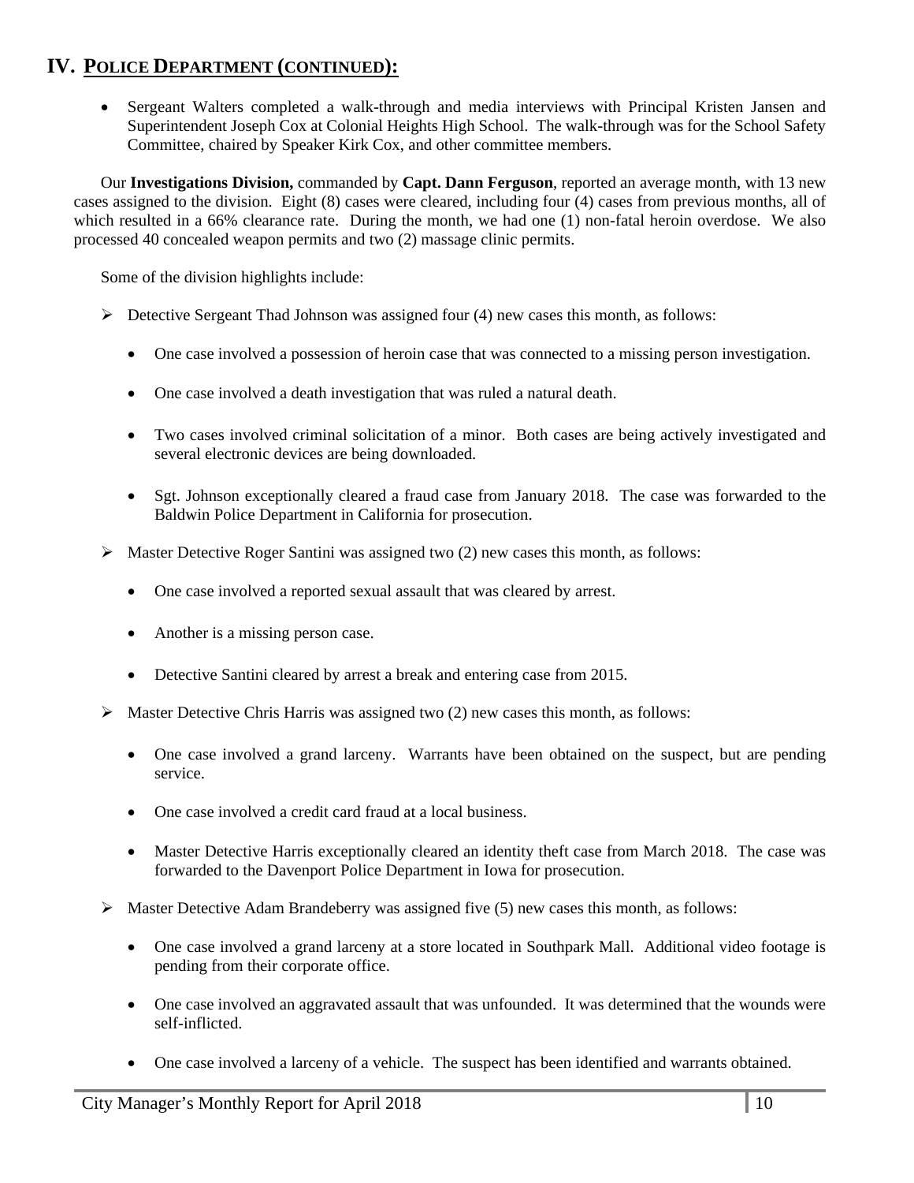## IV. POLICE DEPARTMENT (CONTINUED):

- Sergeant Walters completed a walk-through and media interviews with Principal Kristen Jansen and Superintendent Joseph Cox at Colonial Heights High School. The walk-through was for the School Safety Committee, chaired by Speaker Kirk Cox, and other committee members.

Our **Investigations Division,** commanded by **Capt. Dann Ferguson**, reported an average month, with 13 new cases assigned to the division. Eight (8) cases were cleared, including four (4) cases from previous months, all of which resulted in a 66% clearance rate. During the month, we had one (1) non-fatal heroin overdose. We also processed 40 concealed weapon permits and two (2) massage clinic permits.

Some of the division highlights include:

- Detective Sergeant Thad Johnson was assigned four (4) new cases this month, as follows:
  - One case involved a possession of heroin case that was connected to a missing person investigation.
  - One case involved a death investigation that was ruled a natural death.
  - Two cases involved criminal solicitation of a minor. Both cases are being actively investigated and several electronic devices are being downloaded.
  - Sgt. Johnson exceptionally cleared a fraud case from January 2018. The case was forwarded to the Baldwin Police Department in California for prosecution.
- Master Detective Roger Santini was assigned two (2) new cases this month, as follows:
  - One case involved a reported sexual assault that was cleared by arrest.
  - Another is a missing person case.
  - Detective Santini cleared by arrest a break and entering case from 2015.
- Master Detective Chris Harris was assigned two (2) new cases this month, as follows:
  - One case involved a grand larceny. Warrants have been obtained on the suspect, but are pending service.
  - One case involved a credit card fraud at a local business.
  - Master Detective Harris exceptionally cleared an identity theft case from March 2018. The case was forwarded to the Davenport Police Department in Iowa for prosecution.
- Master Detective Adam Brandeberry was assigned five (5) new cases this month, as follows:
  - One case involved a grand larceny at a store located in Southpark Mall. Additional video footage is pending from their corporate office.
  - One case involved an aggravated assault that was unfounded. It was determined that the wounds were self-inflicted.
  - One case involved a larceny of a vehicle. The suspect has been identified and warrants obtained.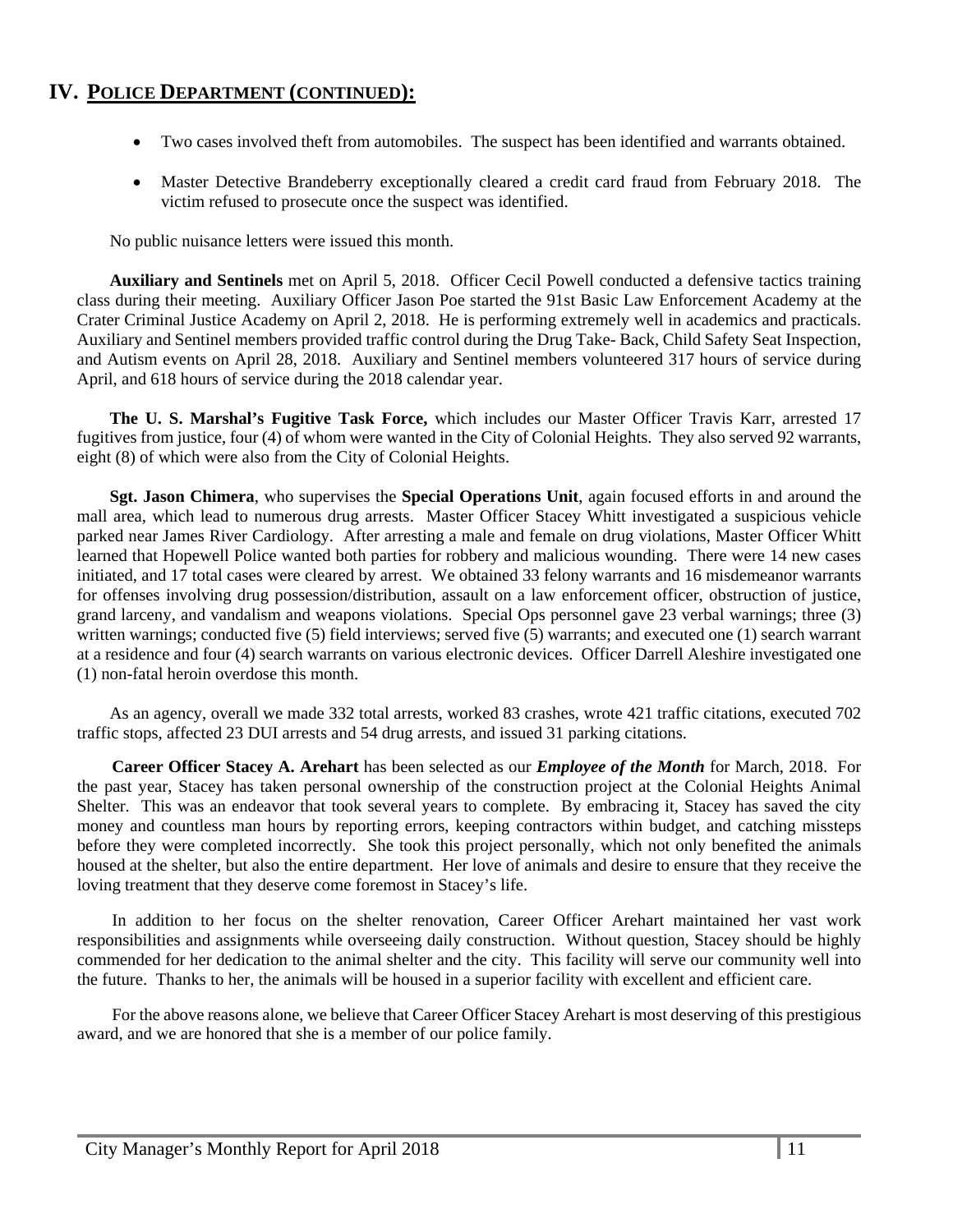## IV. POLICE DEPARTMENT (CONTINUED):

- Two cases involved theft from automobiles. The suspect has been identified and warrants obtained.
- Master Detective Brandeberry exceptionally cleared a credit card fraud from February 2018. The victim refused to prosecute once the suspect was identified.

No public nuisance letters were issued this month.

**Auxiliary and Sentinels** met on April 5, 2018. Officer Cecil Powell conducted a defensive tactics training class during their meeting. Auxiliary Officer Jason Poe started the 91st Basic Law Enforcement Academy at the Crater Criminal Justice Academy on April 2, 2018. He is performing extremely well in academics and practicals. Auxiliary and Sentinel members provided traffic control during the Drug Take- Back, Child Safety Seat Inspection, and Autism events on April 28, 2018. Auxiliary and Sentinel members volunteered 317 hours of service during April, and 618 hours of service during the 2018 calendar year.

**The U. S. Marshal's Fugitive Task Force,** which includes our Master Officer Travis Karr, arrested 17 fugitives from justice, four (4) of whom were wanted in the City of Colonial Heights. They also served 92 warrants, eight (8) of which were also from the City of Colonial Heights.

**Sgt. Jason Chimera**, who supervises the **Special Operations Unit**, again focused efforts in and around the mall area, which lead to numerous drug arrests. Master Officer Stacey Whitt investigated a suspicious vehicle parked near James River Cardiology. After arresting a male and female on drug violations, Master Officer Whitt learned that Hopewell Police wanted both parties for robbery and malicious wounding. There were 14 new cases initiated, and 17 total cases were cleared by arrest. We obtained 33 felony warrants and 16 misdemeanor warrants for offenses involving drug possession/distribution, assault on a law enforcement officer, obstruction of justice, grand larceny, and vandalism and weapons violations. Special Ops personnel gave 23 verbal warnings; three (3) written warnings; conducted five (5) field interviews; served five (5) warrants; and executed one (1) search warrant at a residence and four (4) search warrants on various electronic devices. Officer Darrell Aleshire investigated one (1) non-fatal heroin overdose this month.

As an agency, overall we made 332 total arrests, worked 83 crashes, wrote 421 traffic citations, executed 702 traffic stops, affected 23 DUI arrests and 54 drug arrests, and issued 31 parking citations.

**Career Officer Stacey A. Arehart** has been selected as our ***Employee of the Month*** for March, 2018. For the past year, Stacey has taken personal ownership of the construction project at the Colonial Heights Animal Shelter. This was an endeavor that took several years to complete. By embracing it, Stacey has saved the city money and countless man hours by reporting errors, keeping contractors within budget, and catching missteps before they were completed incorrectly. She took this project personally, which not only benefited the animals housed at the shelter, but also the entire department. Her love of animals and desire to ensure that they receive the loving treatment that they deserve come foremost in Stacey's life.

In addition to her focus on the shelter renovation, Career Officer Arehart maintained her vast work responsibilities and assignments while overseeing daily construction. Without question, Stacey should be highly commended for her dedication to the animal shelter and the city. This facility will serve our community well into the future. Thanks to her, the animals will be housed in a superior facility with excellent and efficient care.

For the above reasons alone, we believe that Career Officer Stacey Arehart is most deserving of this prestigious award, and we are honored that she is a member of our police family.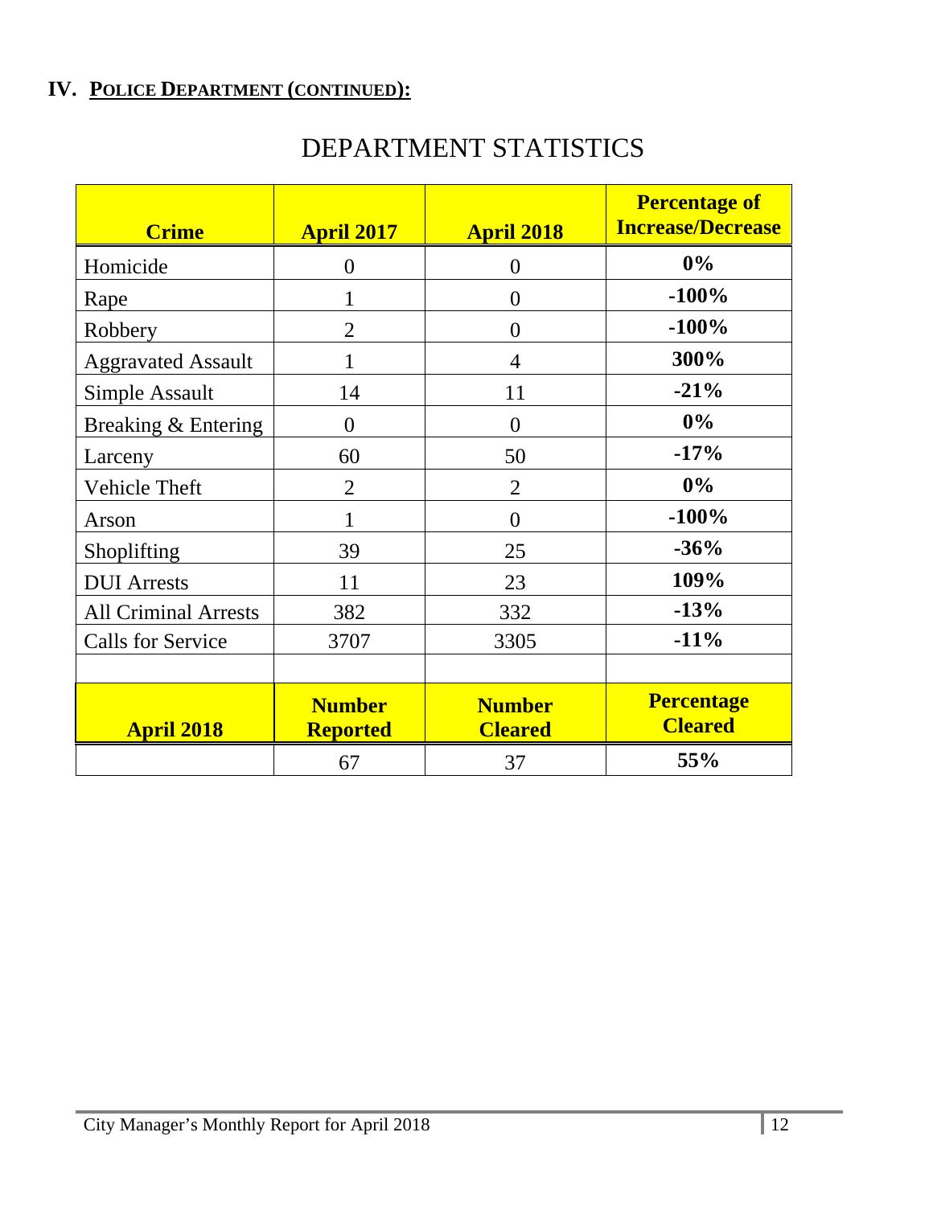## IV. POLICE DEPARTMENT (CONTINUED):

# DEPARTMENT STATISTICS

| Crime | April 2017 | April 2018 | Percentage of Increase/Decrease |
|---|---|---|---|
| Homicide | 0 | 0 | **0%** |
| Rape | 1 | 0 | **-100%** |
| Robbery | 2 | 0 | **-100%** |
| Aggravated Assault | 1 | 4 | **300%** |
| Simple Assault | 14 | 11 | **-21%** |
| Breaking & Entering | 0 | 0 | **0%** |
| Larceny | 60 | 50 | **-17%** |
| Vehicle Theft | 2 | 2 | **0%** |
| Arson | 1 | 0 | **-100%** |
| Shoplifting | 39 | 25 | **-36%** |
| DUI Arrests | 11 | 23 | **109%** |
| All Criminal Arrests | 382 | 332 | **-13%** |
| Calls for Service | 3707 | 3305 | **-11%** |
| | | | |
| **April 2018** | **Number Reported** | **Number Cleared** | **Percentage Cleared** |
| | 67 | 37 | **55%** |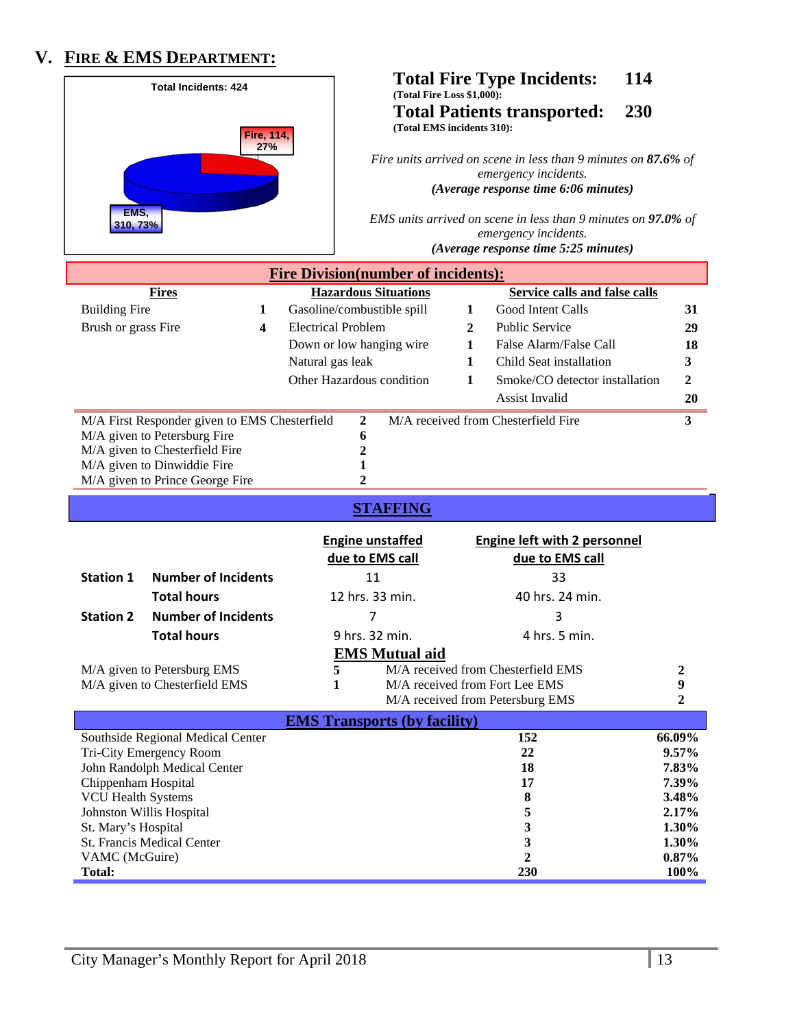## V. FIRE & EMS DEPARTMENT:

Total Incidents: 424

Fire, 114, 27%

EMS, 310, 73%

**Total Fire Type Incidents: 114**
**(Total Fire Loss $1,000):**

**Total Patients transported: 230**
**(Total EMS incidents 310):**

*Fire units arrived on scene in less than 9 minutes on **87.6%** of emergency incidents.*
***(Average response time 6:06 minutes)***

*EMS units arrived on scene in less than 9 minutes on **97.0%** of emergency incidents.*
***(Average response time 5:25 minutes)***

### Fire Division(number of incidents):

| Fires | | Hazardous Situations | | Service calls and false calls | |
|---|---|---|---|---|---|
| Building Fire | 1 | Gasoline/combustible spill | 1 | Good Intent Calls | 31 |
| Brush or grass Fire | 4 | Electrical Problem | 2 | Public Service | 29 |
| | | Down or low hanging wire | 1 | False Alarm/False Call | 18 |
| | | Natural gas leak | 1 | Child Seat installation | 3 |
| | | Other Hazardous condition | 1 | Smoke/CO detector installation | 2 |
| | | | | Assist Invalid | 20 |

| | | | |
|---|---|---|---|
| M/A First Responder given to EMS Chesterfield | 2 | M/A received from Chesterfield Fire | 3 |
| M/A given to Petersburg Fire | 6 | | |
| M/A given to Chesterfield Fire | 2 | | |
| M/A given to Dinwiddie Fire | 1 | | |
| M/A given to Prince George Fire | 2 | | |

### STAFFING

| | | Engine unstaffed due to EMS call | Engine left with 2 personnel due to EMS call |
|---|---|---|---|
| **Station 1** | **Number of Incidents** | 11 | 33 |
| | **Total hours** | 12 hrs. 33 min. | 40 hrs. 24 min. |
| **Station 2** | **Number of Incidents** | 7 | 3 |
| | **Total hours** | 9 hrs. 32 min. | 4 hrs. 5 min. |

### EMS Mutual aid

| | | | |
|---|---|---|---|
| M/A given to Petersburg EMS | 5 | M/A received from Chesterfield EMS | 2 |
| M/A given to Chesterfield EMS | 1 | M/A received from Fort Lee EMS | 9 |
| | | M/A received from Petersburg EMS | 2 |

### EMS Transports (by facility)

| Facility | Transports | Percent |
|---|---|---|
| Southside Regional Medical Center | 152 | 66.09% |
| Tri-City Emergency Room | 22 | 9.57% |
| John Randolph Medical Center | 18 | 7.83% |
| Chippenham Hospital | 17 | 7.39% |
| VCU Health Systems | 8 | 3.48% |
| Johnston Willis Hospital | 5 | 2.17% |
| St. Mary's Hospital | 3 | 1.30% |
| St. Francis Medical Center | 3 | 1.30% |
| VAMC (McGuire) | 2 | 0.87% |
| **Total:** | **230** | **100%** |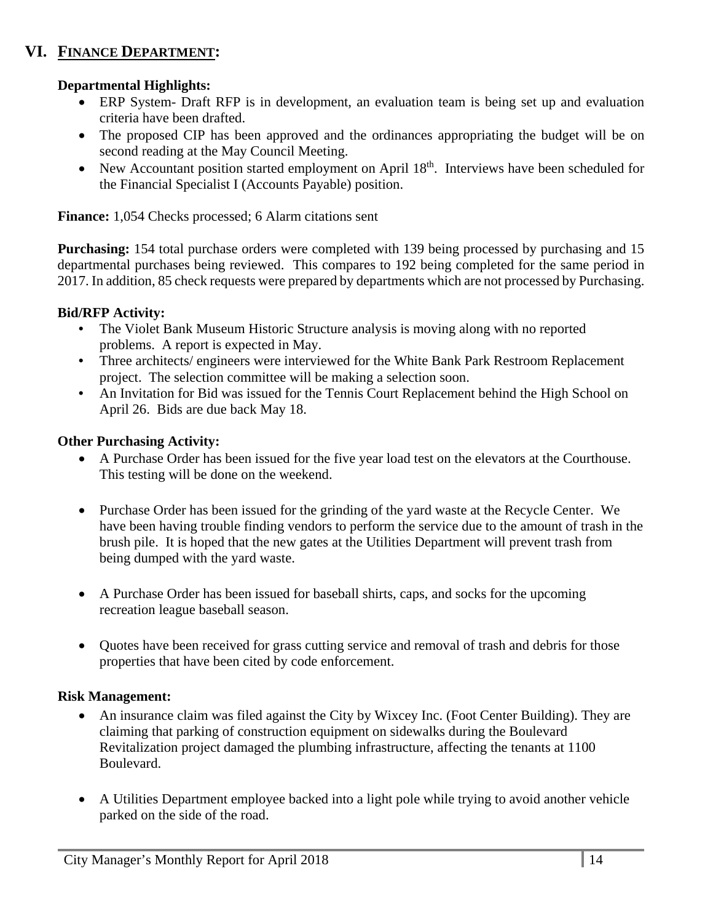# VI. FINANCE DEPARTMENT:

**Departmental Highlights:**

- ERP System- Draft RFP is in development, an evaluation team is being set up and evaluation criteria have been drafted.
- The proposed CIP has been approved and the ordinances appropriating the budget will be on second reading at the May Council Meeting.
- New Accountant position started employment on April 18th. Interviews have been scheduled for the Financial Specialist I (Accounts Payable) position.

**Finance:** 1,054 Checks processed; 6 Alarm citations sent

**Purchasing:** 154 total purchase orders were completed with 139 being processed by purchasing and 15 departmental purchases being reviewed. This compares to 192 being completed for the same period in 2017. In addition, 85 check requests were prepared by departments which are not processed by Purchasing.

**Bid/RFP Activity:**

- The Violet Bank Museum Historic Structure analysis is moving along with no reported problems. A report is expected in May.
- Three architects/ engineers were interviewed for the White Bank Park Restroom Replacement project. The selection committee will be making a selection soon.
- An Invitation for Bid was issued for the Tennis Court Replacement behind the High School on April 26. Bids are due back May 18.

**Other Purchasing Activity:**

- A Purchase Order has been issued for the five year load test on the elevators at the Courthouse. This testing will be done on the weekend.
- Purchase Order has been issued for the grinding of the yard waste at the Recycle Center. We have been having trouble finding vendors to perform the service due to the amount of trash in the brush pile. It is hoped that the new gates at the Utilities Department will prevent trash from being dumped with the yard waste.
- A Purchase Order has been issued for baseball shirts, caps, and socks for the upcoming recreation league baseball season.
- Quotes have been received for grass cutting service and removal of trash and debris for those properties that have been cited by code enforcement.

**Risk Management:**

- An insurance claim was filed against the City by Wixcey Inc. (Foot Center Building). They are claiming that parking of construction equipment on sidewalks during the Boulevard Revitalization project damaged the plumbing infrastructure, affecting the tenants at 1100 Boulevard.
- A Utilities Department employee backed into a light pole while trying to avoid another vehicle parked on the side of the road.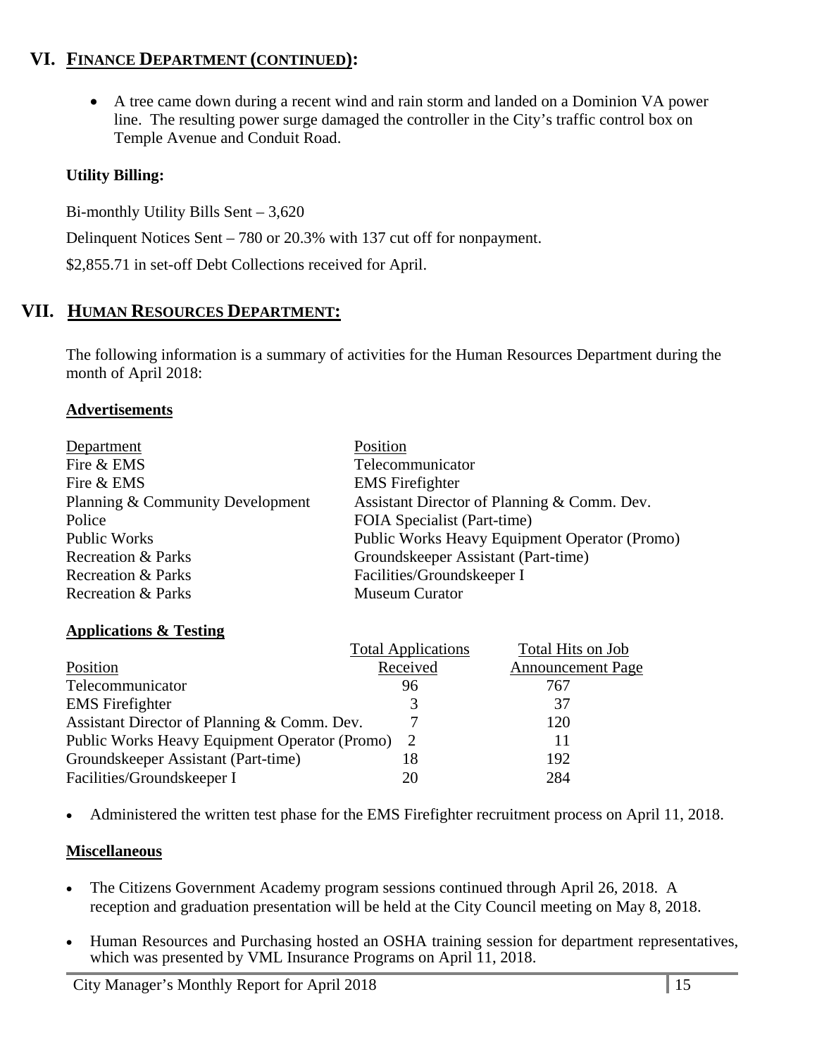## VI. FINANCE DEPARTMENT (CONTINUED):

- A tree came down during a recent wind and rain storm and landed on a Dominion VA power line. The resulting power surge damaged the controller in the City's traffic control box on Temple Avenue and Conduit Road.

**Utility Billing:**

Bi-monthly Utility Bills Sent – 3,620

Delinquent Notices Sent – 780 or 20.3% with 137 cut off for nonpayment.

$2,855.71 in set-off Debt Collections received for April.

## VII. HUMAN RESOURCES DEPARTMENT:

The following information is a summary of activities for the Human Resources Department during the month of April 2018:

### Advertisements

| Department | Position |
|---|---|
| Fire & EMS | Telecommunicator |
| Fire & EMS | EMS Firefighter |
| Planning & Community Development | Assistant Director of Planning & Comm. Dev. |
| Police | FOIA Specialist (Part-time) |
| Public Works | Public Works Heavy Equipment Operator (Promo) |
| Recreation & Parks | Groundskeeper Assistant (Part-time) |
| Recreation & Parks | Facilities/Groundskeeper I |
| Recreation & Parks | Museum Curator |

### Applications & Testing

| Position | Total Applications Received | Total Hits on Job Announcement Page |
|---|---|---|
| Telecommunicator | 96 | 767 |
| EMS Firefighter | 3 | 37 |
| Assistant Director of Planning & Comm. Dev. | 7 | 120 |
| Public Works Heavy Equipment Operator (Promo) | 2 | 11 |
| Groundskeeper Assistant (Part-time) | 18 | 192 |
| Facilities/Groundskeeper I | 20 | 284 |

- Administered the written test phase for the EMS Firefighter recruitment process on April 11, 2018.

### Miscellaneous

- The Citizens Government Academy program sessions continued through April 26, 2018. A reception and graduation presentation will be held at the City Council meeting on May 8, 2018.
- Human Resources and Purchasing hosted an OSHA training session for department representatives, which was presented by VML Insurance Programs on April 11, 2018.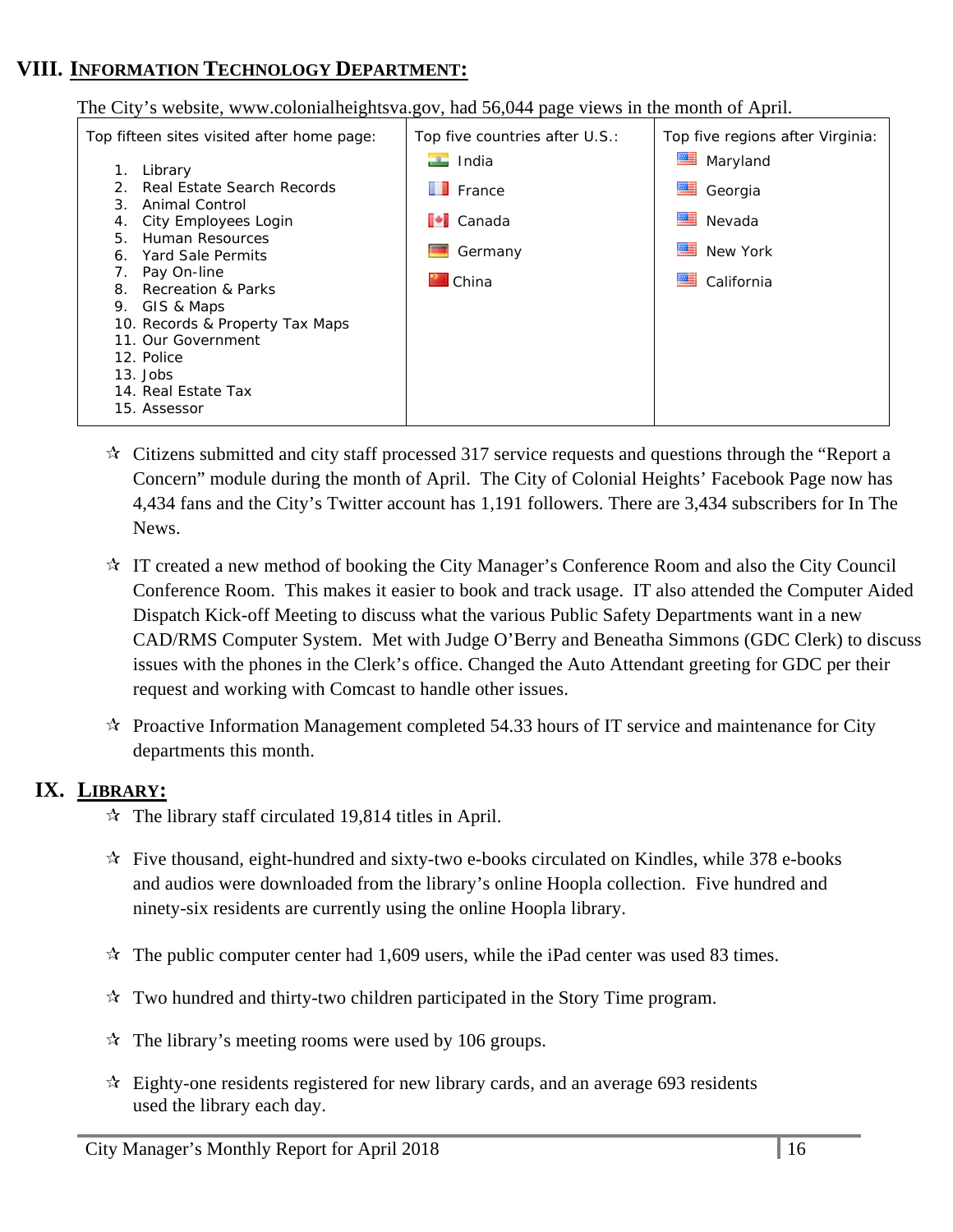## VIII. INFORMATION TECHNOLOGY DEPARTMENT:

The City's website, www.colonialheightsva.gov, had 56,044 page views in the month of April.

| Top fifteen sites visited after home page: | Top five countries after U.S.: | Top five regions after Virginia: |
|---|---|---|
| 1. Library<br>2. Real Estate Search Records<br>3. Animal Control<br>4. City Employees Login<br>5. Human Resources<br>6. Yard Sale Permits<br>7. Pay On-line<br>8. Recreation & Parks<br>9. GIS & Maps<br>10. Records & Property Tax Maps<br>11. Our Government<br>12. Police<br>13. Jobs<br>14. Real Estate Tax<br>15. Assessor | India<br>France<br>Canada<br>Germany<br>China | Maryland<br>Georgia<br>Nevada<br>New York<br>California |

- ☆ Citizens submitted and city staff processed 317 service requests and questions through the "Report a Concern" module during the month of April. The City of Colonial Heights' Facebook Page now has 4,434 fans and the City's Twitter account has 1,191 followers. There are 3,434 subscribers for In The News.

- ☆ IT created a new method of booking the City Manager's Conference Room and also the City Council Conference Room. This makes it easier to book and track usage. IT also attended the Computer Aided Dispatch Kick-off Meeting to discuss what the various Public Safety Departments want in a new CAD/RMS Computer System. Met with Judge O'Berry and Beneatha Simmons (GDC Clerk) to discuss issues with the phones in the Clerk's office. Changed the Auto Attendant greeting for GDC per their request and working with Comcast to handle other issues.

- ☆ Proactive Information Management completed 54.33 hours of IT service and maintenance for City departments this month.

## IX. LIBRARY:

- ☆ The library staff circulated 19,814 titles in April.

- ☆ Five thousand, eight-hundred and sixty-two e-books circulated on Kindles, while 378 e-books and audios were downloaded from the library's online Hoopla collection. Five hundred and ninety-six residents are currently using the online Hoopla library.

- ☆ The public computer center had 1,609 users, while the iPad center was used 83 times.

- ☆ Two hundred and thirty-two children participated in the Story Time program.

- ☆ The library's meeting rooms were used by 106 groups.

- ☆ Eighty-one residents registered for new library cards, and an average 693 residents used the library each day.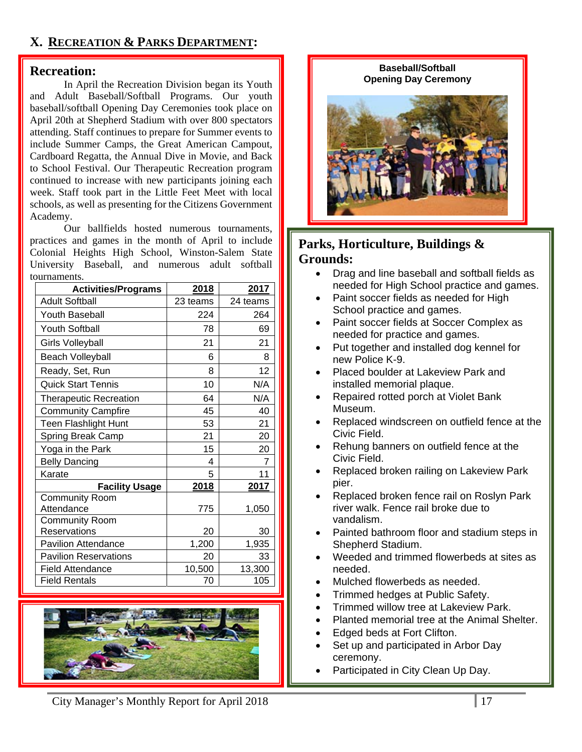## X. RECREATION & PARKS DEPARTMENT:

### Recreation:

In April the Recreation Division began its Youth and Adult Baseball/Softball Programs. Our youth baseball/softball Opening Day Ceremonies took place on April 20th at Shepherd Stadium with over 800 spectators attending. Staff continues to prepare for Summer events to include Summer Camps, the Great American Campout, Cardboard Regatta, the Annual Dive in Movie, and Back to School Festival. Our Therapeutic Recreation program continued to increase with new participants joining each week. Staff took part in the Little Feet Meet with local schools, as well as presenting for the Citizens Government Academy.

Our ballfields hosted numerous tournaments, practices and games in the month of April to include Colonial Heights High School, Winston-Salem State University Baseball, and numerous adult softball tournaments.

| Activities/Programs | 2018 | 2017 |
|---|---|---|
| Adult Softball | 23 teams | 24 teams |
| Youth Baseball | 224 | 264 |
| Youth Softball | 78 | 69 |
| Girls Volleyball | 21 | 21 |
| Beach Volleyball | 6 | 8 |
| Ready, Set, Run | 8 | 12 |
| Quick Start Tennis | 10 | N/A |
| Therapeutic Recreation | 64 | N/A |
| Community Campfire | 45 | 40 |
| Teen Flashlight Hunt | 53 | 21 |
| Spring Break Camp | 21 | 20 |
| Yoga in the Park | 15 | 20 |
| Belly Dancing | 4 | 7 |
| Karate | 5 | 11 |
| **Facility Usage** | **2018** | **2017** |
| Community Room Attendance | 775 | 1,050 |
| Community Room Reservations | 20 | 30 |
| Pavilion Attendance | 1,200 | 1,935 |
| Pavilion Reservations | 20 | 33 |
| Field Attendance | 10,500 | 13,300 |
| Field Rentals | 70 | 105 |

**Baseball/Softball Opening Day Ceremony**

### Parks, Horticulture, Buildings & Grounds:

- Drag and line baseball and softball fields as needed for High School practice and games.
- Paint soccer fields as needed for High School practice and games.
- Paint soccer fields at Soccer Complex as needed for practice and games.
- Put together and installed dog kennel for new Police K-9.
- Placed boulder at Lakeview Park and installed memorial plaque.
- Repaired rotted porch at Violet Bank Museum.
- Replaced windscreen on outfield fence at the Civic Field.
- Rehung banners on outfield fence at the Civic Field.
- Replaced broken railing on Lakeview Park pier.
- Replaced broken fence rail on Roslyn Park river walk. Fence rail broke due to vandalism.
- Painted bathroom floor and stadium steps in Shepherd Stadium.
- Weeded and trimmed flowerbeds at sites as needed.
- Mulched flowerbeds as needed.
- Trimmed hedges at Public Safety.
- Trimmed willow tree at Lakeview Park.
- Planted memorial tree at the Animal Shelter.
- Edged beds at Fort Clifton.
- Set up and participated in Arbor Day ceremony.
- Participated in City Clean Up Day.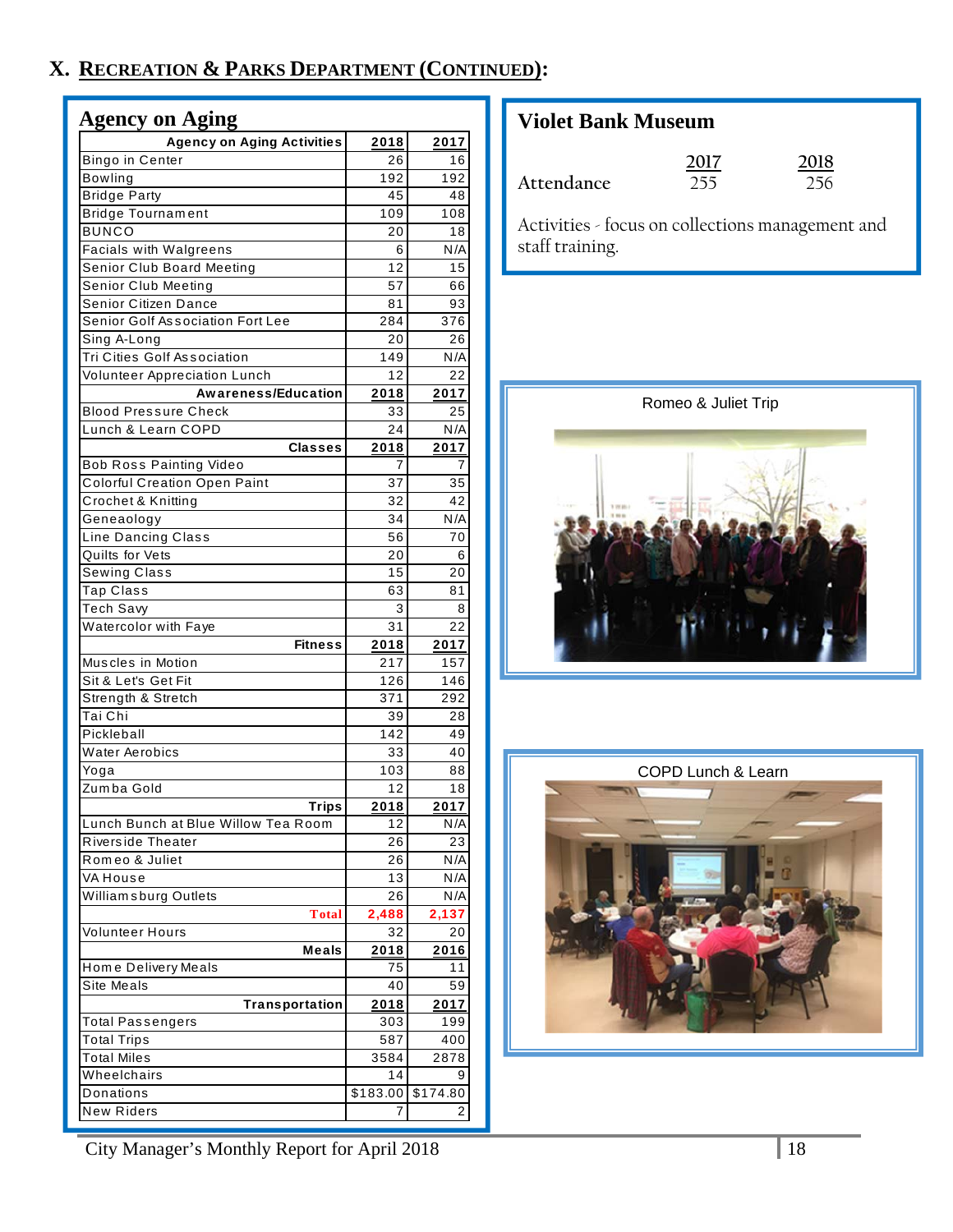## X. RECREATION & PARKS DEPARTMENT (CONTINUED):

### Agency on Aging

| Agency on Aging Activities | 2018 | 2017 |
|---|---|---|
| Bingo in Center | 26 | 16 |
| Bowling | 192 | 192 |
| Bridge Party | 45 | 48 |
| Bridge Tournament | 109 | 108 |
| BUNCO | 20 | 18 |
| Facials with Walgreens | 6 | N/A |
| Senior Club Board Meeting | 12 | 15 |
| Senior Club Meeting | 57 | 66 |
| Senior Citizen Dance | 81 | 93 |
| Senior Golf Association Fort Lee | 284 | 376 |
| Sing A-Long | 20 | 26 |
| Tri Cities Golf Association | 149 | N/A |
| Volunteer Appreciation Lunch | 12 | 22 |
| **Awareness/Education** | **2018** | **2017** |
| Blood Pressure Check | 33 | 25 |
| Lunch & Learn COPD | 24 | N/A |
| **Classes** | **2018** | **2017** |
| Bob Ross Painting Video | 7 | 7 |
| Colorful Creation Open Paint | 37 | 35 |
| Crochet & Knitting | 32 | 42 |
| Geneaology | 34 | N/A |
| Line Dancing Class | 56 | 70 |
| Quilts for Vets | 20 | 6 |
| Sewing Class | 15 | 20 |
| Tap Class | 63 | 81 |
| Tech Savy | 3 | 8 |
| Watercolor with Faye | 31 | 22 |
| **Fitness** | **2018** | **2017** |
| Muscles in Motion | 217 | 157 |
| Sit & Let's Get Fit | 126 | 146 |
| Strength & Stretch | 371 | 292 |
| Tai Chi | 39 | 28 |
| Pickleball | 142 | 49 |
| Water Aerobics | 33 | 40 |
| Yoga | 103 | 88 |
| Zumba Gold | 12 | 18 |
| **Trips** | **2018** | **2017** |
| Lunch Bunch at Blue Willow Tea Room | 12 | N/A |
| Riverside Theater | 26 | 23 |
| Romeo & Juliet | 26 | N/A |
| VA House | 13 | N/A |
| Williamsburg Outlets | 26 | N/A |
| **Total** | **2,488** | **2,137** |
| Volunteer Hours | 32 | 20 |
| **Meals** | **2018** | **2016** |
| Home Delivery Meals | 75 | 11 |
| Site Meals | 40 | 59 |
| **Transportation** | **2018** | **2017** |
| Total Passengers | 303 | 199 |
| Total Trips | 587 | 400 |
| Total Miles | 3584 | 2878 |
| Wheelchairs | 14 | 9 |
| Donations | $183.00 | $174.80 |
| New Riders | 7 | 2 |

### Violet Bank Museum

| | 2017 | 2018 |
|---|---|---|
| Attendance | 255 | 256 |

Activities - focus on collections management and staff training.

Romeo & Juliet Trip

COPD Lunch & Learn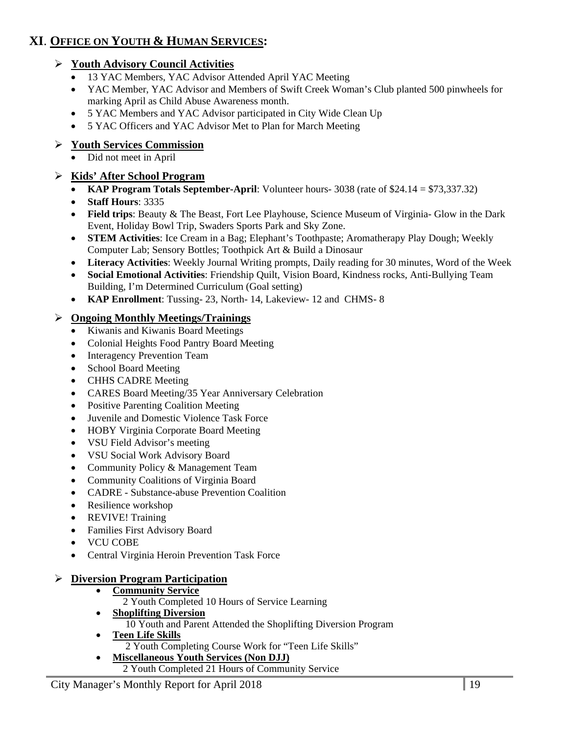## XI. OFFICE ON YOUTH & HUMAN SERVICES:

### Youth Advisory Council Activities

- 13 YAC Members, YAC Advisor Attended April YAC Meeting
- YAC Member, YAC Advisor and Members of Swift Creek Woman's Club planted 500 pinwheels for marking April as Child Abuse Awareness month.
- 5 YAC Members and YAC Advisor participated in City Wide Clean Up
- 5 YAC Officers and YAC Advisor Met to Plan for March Meeting

### Youth Services Commission

- Did not meet in April

### Kids' After School Program

- **KAP Program Totals September-April**: Volunteer hours- 3038 (rate of $24.14 = $73,337.32)
- **Staff Hours**: 3335
- **Field trips**: Beauty & The Beast, Fort Lee Playhouse, Science Museum of Virginia- Glow in the Dark Event, Holiday Bowl Trip, Swaders Sports Park and Sky Zone.
- **STEM Activities**: Ice Cream in a Bag; Elephant's Toothpaste; Aromatherapy Play Dough; Weekly Computer Lab; Sensory Bottles; Toothpick Art & Build a Dinosaur
- **Literacy Activities**: Weekly Journal Writing prompts, Daily reading for 30 minutes, Word of the Week
- **Social Emotional Activities**: Friendship Quilt, Vision Board, Kindness rocks, Anti-Bullying Team Building, I'm Determined Curriculum (Goal setting)
- **KAP Enrollment**: Tussing- 23, North- 14, Lakeview- 12 and CHMS- 8

### Ongoing Monthly Meetings/Trainings

- Kiwanis and Kiwanis Board Meetings
- Colonial Heights Food Pantry Board Meeting
- Interagency Prevention Team
- School Board Meeting
- CHHS CADRE Meeting
- CARES Board Meeting/35 Year Anniversary Celebration
- Positive Parenting Coalition Meeting
- Juvenile and Domestic Violence Task Force
- HOBY Virginia Corporate Board Meeting
- VSU Field Advisor's meeting
- VSU Social Work Advisory Board
- Community Policy & Management Team
- Community Coalitions of Virginia Board
- CADRE - Substance-abuse Prevention Coalition
- Resilience workshop
- REVIVE! Training
- Families First Advisory Board
- VCU COBE
- Central Virginia Heroin Prevention Task Force

### Diversion Program Participation

- **Community Service**
  2 Youth Completed 10 Hours of Service Learning
- **Shoplifting Diversion**
  10 Youth and Parent Attended the Shoplifting Diversion Program
- **Teen Life Skills**
  2 Youth Completing Course Work for "Teen Life Skills"
- **Miscellaneous Youth Services (Non DJJ)**
  2 Youth Completed 21 Hours of Community Service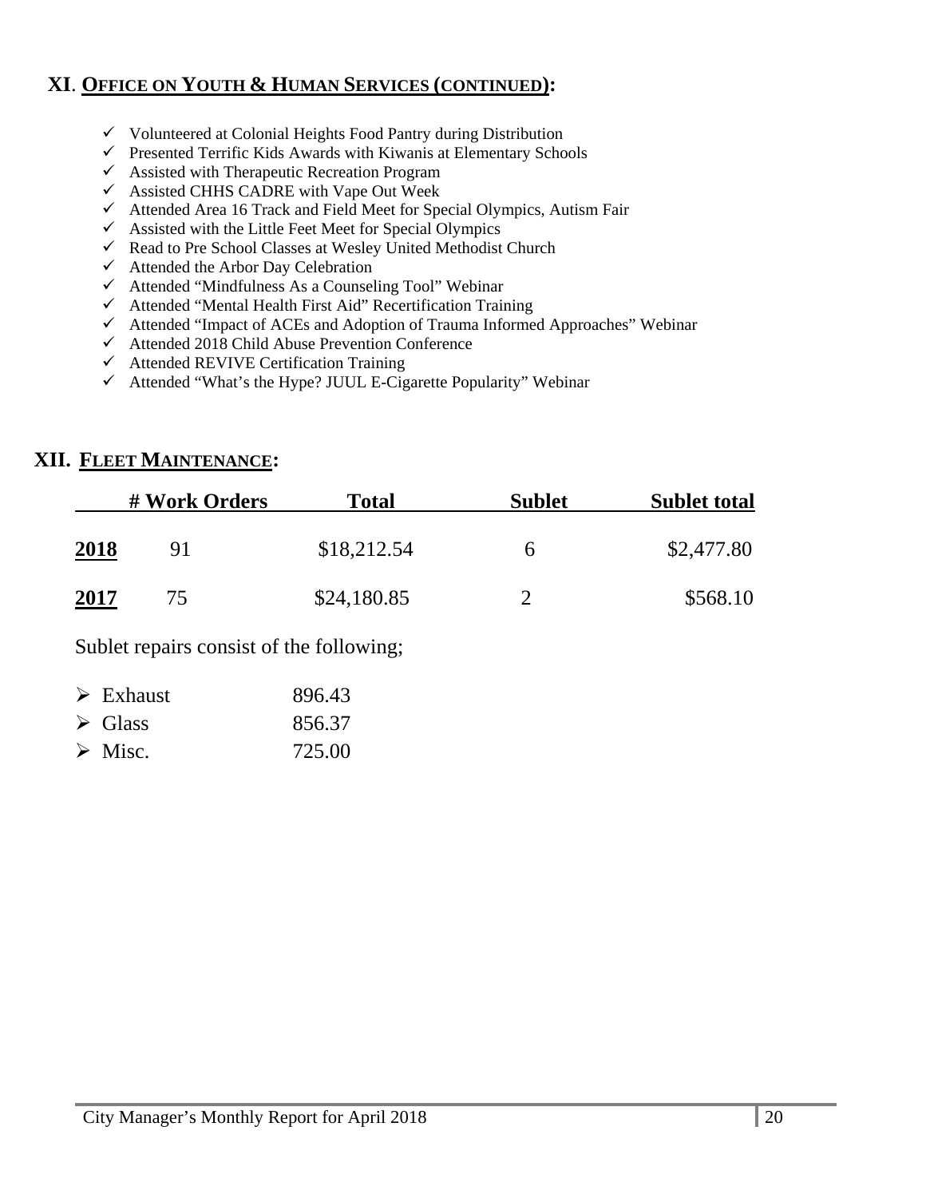## XI. OFFICE ON YOUTH & HUMAN SERVICES (CONTINUED):

- ✓ Volunteered at Colonial Heights Food Pantry during Distribution
- ✓ Presented Terrific Kids Awards with Kiwanis at Elementary Schools
- ✓ Assisted with Therapeutic Recreation Program
- ✓ Assisted CHHS CADRE with Vape Out Week
- ✓ Attended Area 16 Track and Field Meet for Special Olympics, Autism Fair
- ✓ Assisted with the Little Feet Meet for Special Olympics
- ✓ Read to Pre School Classes at Wesley United Methodist Church
- ✓ Attended the Arbor Day Celebration
- ✓ Attended "Mindfulness As a Counseling Tool" Webinar
- ✓ Attended "Mental Health First Aid" Recertification Training
- ✓ Attended "Impact of ACEs and Adoption of Trauma Informed Approaches" Webinar
- ✓ Attended 2018 Child Abuse Prevention Conference
- ✓ Attended REVIVE Certification Training
- ✓ Attended "What's the Hype? JUUL E-Cigarette Popularity" Webinar

## XII. FLEET MAINTENANCE:

| | # Work Orders | Total | Sublet | Sublet total |
|---|---|---|---|---|
| **2018** | 91 | $18,212.54 | 6 | $2,477.80 |
| **2017** | 75 | $24,180.85 | 2 | $568.10 |

Sublet repairs consist of the following;

- ➢ Exhaust 896.43
- ➢ Glass 856.37
- ➢ Misc. 725.00